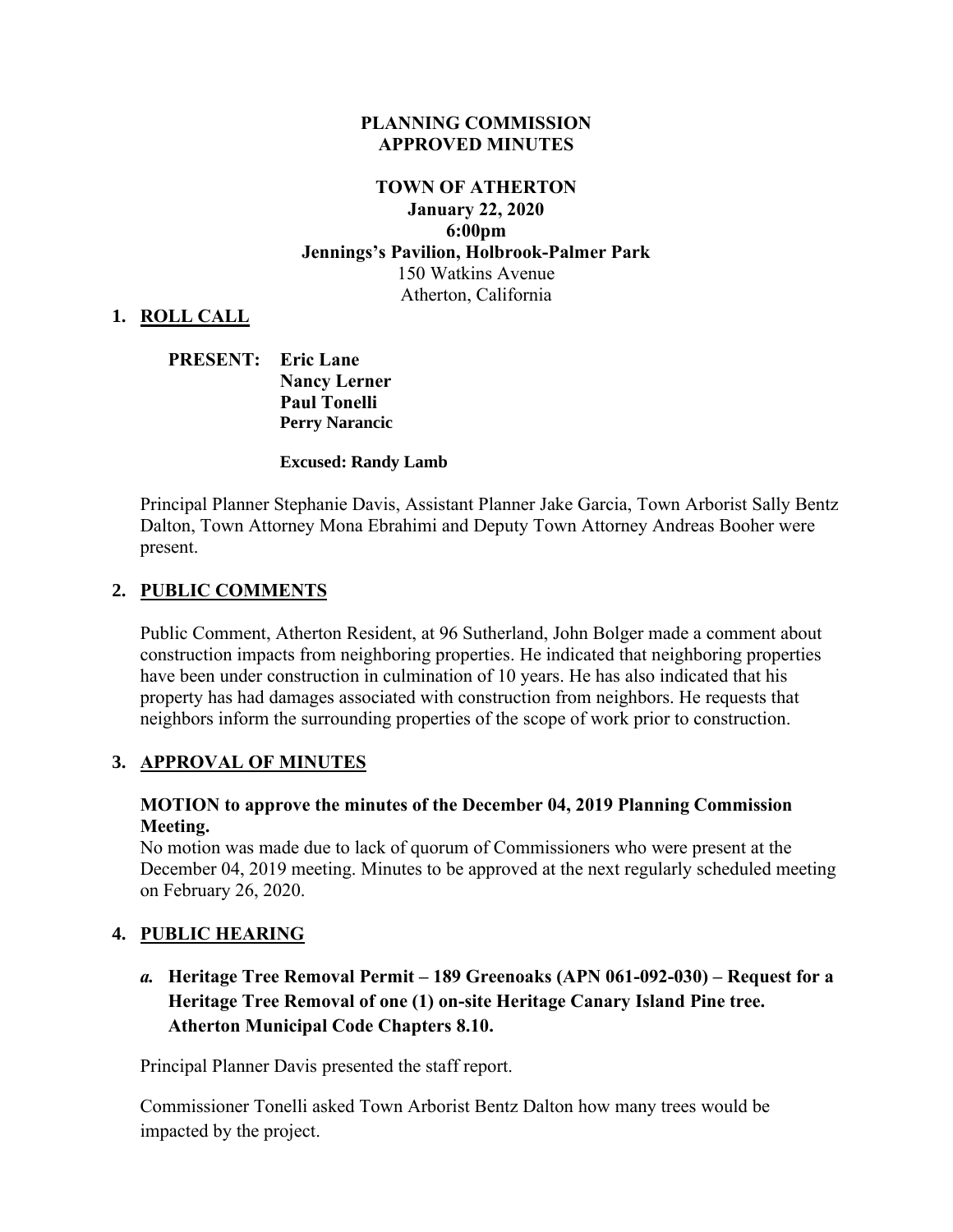**PLANNING COMMISSION**
**APPROVED MINUTES**

**TOWN OF ATHERTON**
**January 22, 2020**
**6:00pm**
**Jennings's Pavilion, Holbrook-Palmer Park**
150 Watkins Avenue
Atherton, California

## 1. ROLL CALL

**PRESENT:** **Eric Lane**
**Nancy Lerner**
**Paul Tonelli**
**Perry Narancic**

**Excused: Randy Lamb**

Principal Planner Stephanie Davis, Assistant Planner Jake Garcia, Town Arborist Sally Bentz Dalton, Town Attorney Mona Ebrahimi and Deputy Town Attorney Andreas Booher were present.

## 2. PUBLIC COMMENTS

Public Comment, Atherton Resident, at 96 Sutherland, John Bolger made a comment about construction impacts from neighboring properties. He indicated that neighboring properties have been under construction in culmination of 10 years. He has also indicated that his property has had damages associated with construction from neighbors. He requests that neighbors inform the surrounding properties of the scope of work prior to construction.

## 3. APPROVAL OF MINUTES

**MOTION to approve the minutes of the December 04, 2019 Planning Commission Meeting.**
No motion was made due to lack of quorum of Commissioners who were present at the December 04, 2019 meeting. Minutes to be approved at the next regularly scheduled meeting on February 26, 2020.

## 4. PUBLIC HEARING

### *a.* Heritage Tree Removal Permit – 189 Greenoaks (APN 061-092-030) – Request for a Heritage Tree Removal of one (1) on-site Heritage Canary Island Pine tree. Atherton Municipal Code Chapters 8.10.

Principal Planner Davis presented the staff report.

Commissioner Tonelli asked Town Arborist Bentz Dalton how many trees would be impacted by the project.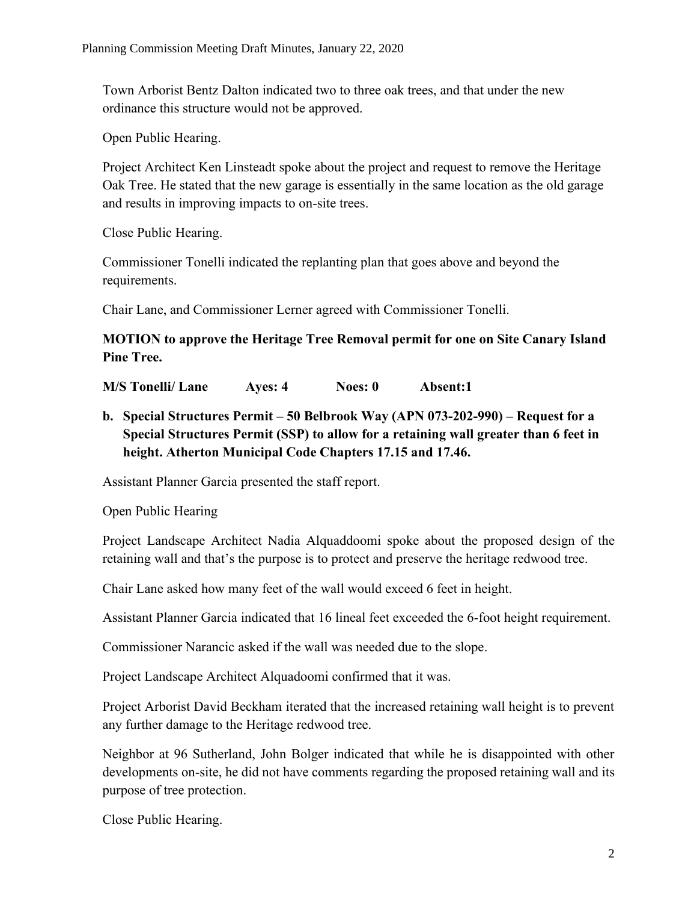Town Arborist Bentz Dalton indicated two to three oak trees, and that under the new ordinance this structure would not be approved.

Open Public Hearing.

Project Architect Ken Linsteadt spoke about the project and request to remove the Heritage Oak Tree. He stated that the new garage is essentially in the same location as the old garage and results in improving impacts to on-site trees.

Close Public Hearing.

Commissioner Tonelli indicated the replanting plan that goes above and beyond the requirements.

Chair Lane, and Commissioner Lerner agreed with Commissioner Tonelli.

**MOTION to approve the Heritage Tree Removal permit for one on Site Canary Island Pine Tree.**

**M/S Tonelli/ Lane Ayes: 4 Noes: 0 Absent:1**

**b. Special Structures Permit – 50 Belbrook Way (APN 073-202-990) – Request for a Special Structures Permit (SSP) to allow for a retaining wall greater than 6 feet in height. Atherton Municipal Code Chapters 17.15 and 17.46.**

Assistant Planner Garcia presented the staff report.

Open Public Hearing

Project Landscape Architect Nadia Alquaddoomi spoke about the proposed design of the retaining wall and that's the purpose is to protect and preserve the heritage redwood tree.

Chair Lane asked how many feet of the wall would exceed 6 feet in height.

Assistant Planner Garcia indicated that 16 lineal feet exceeded the 6-foot height requirement.

Commissioner Narancic asked if the wall was needed due to the slope.

Project Landscape Architect Alquadoomi confirmed that it was.

Project Arborist David Beckham iterated that the increased retaining wall height is to prevent any further damage to the Heritage redwood tree.

Neighbor at 96 Sutherland, John Bolger indicated that while he is disappointed with other developments on-site, he did not have comments regarding the proposed retaining wall and its purpose of tree protection.

Close Public Hearing.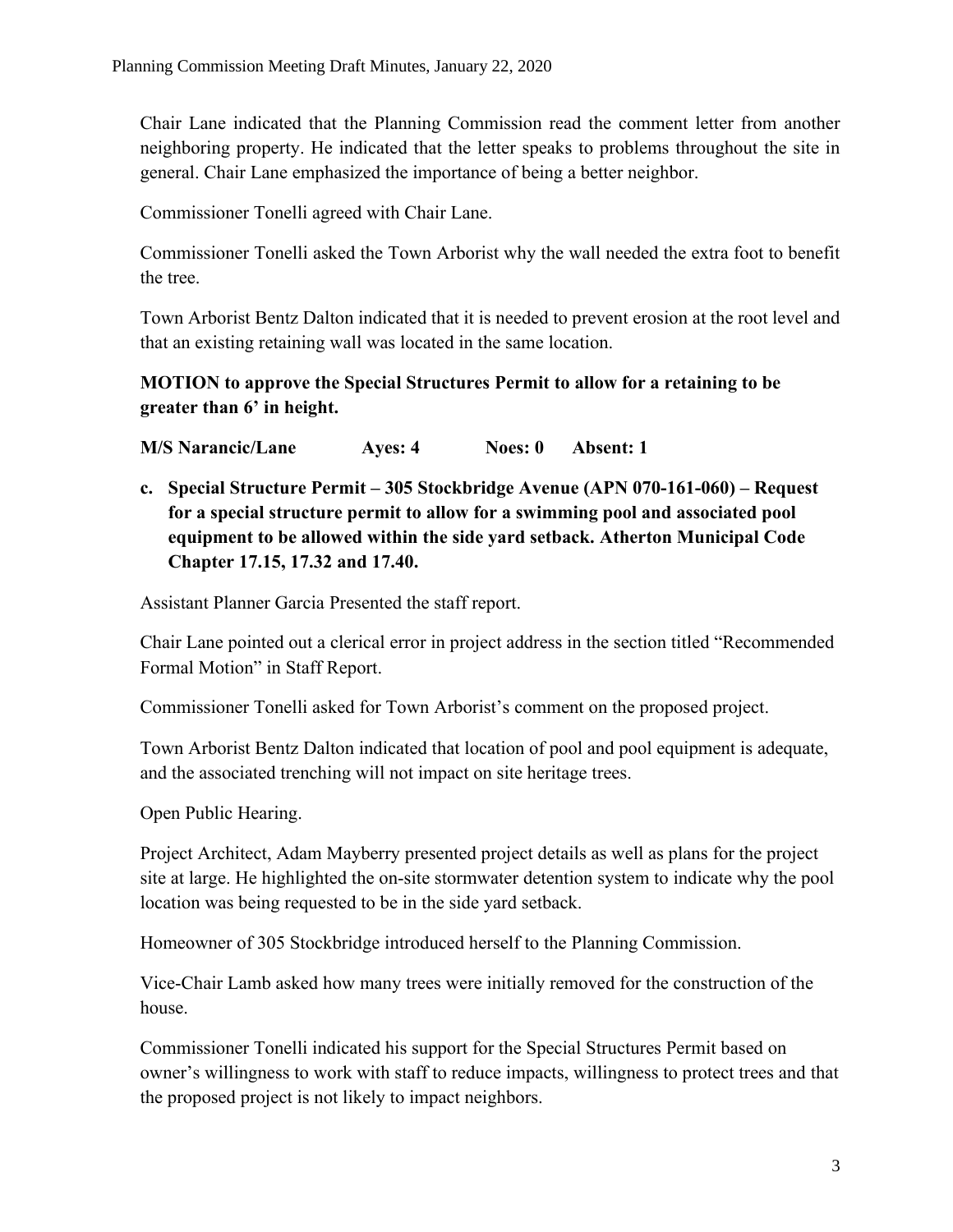Chair Lane indicated that the Planning Commission read the comment letter from another neighboring property. He indicated that the letter speaks to problems throughout the site in general. Chair Lane emphasized the importance of being a better neighbor.

Commissioner Tonelli agreed with Chair Lane.

Commissioner Tonelli asked the Town Arborist why the wall needed the extra foot to benefit the tree.

Town Arborist Bentz Dalton indicated that it is needed to prevent erosion at the root level and that an existing retaining wall was located in the same location.

**MOTION to approve the Special Structures Permit to allow for a retaining to be greater than 6' in height.**

**M/S Narancic/Lane Ayes: 4 Noes: 0 Absent: 1**

**c. Special Structure Permit – 305 Stockbridge Avenue (APN 070-161-060) – Request for a special structure permit to allow for a swimming pool and associated pool equipment to be allowed within the side yard setback. Atherton Municipal Code Chapter 17.15, 17.32 and 17.40.**

Assistant Planner Garcia Presented the staff report.

Chair Lane pointed out a clerical error in project address in the section titled "Recommended Formal Motion" in Staff Report.

Commissioner Tonelli asked for Town Arborist's comment on the proposed project.

Town Arborist Bentz Dalton indicated that location of pool and pool equipment is adequate, and the associated trenching will not impact on site heritage trees.

Open Public Hearing.

Project Architect, Adam Mayberry presented project details as well as plans for the project site at large. He highlighted the on-site stormwater detention system to indicate why the pool location was being requested to be in the side yard setback.

Homeowner of 305 Stockbridge introduced herself to the Planning Commission.

Vice-Chair Lamb asked how many trees were initially removed for the construction of the house.

Commissioner Tonelli indicated his support for the Special Structures Permit based on owner's willingness to work with staff to reduce impacts, willingness to protect trees and that the proposed project is not likely to impact neighbors.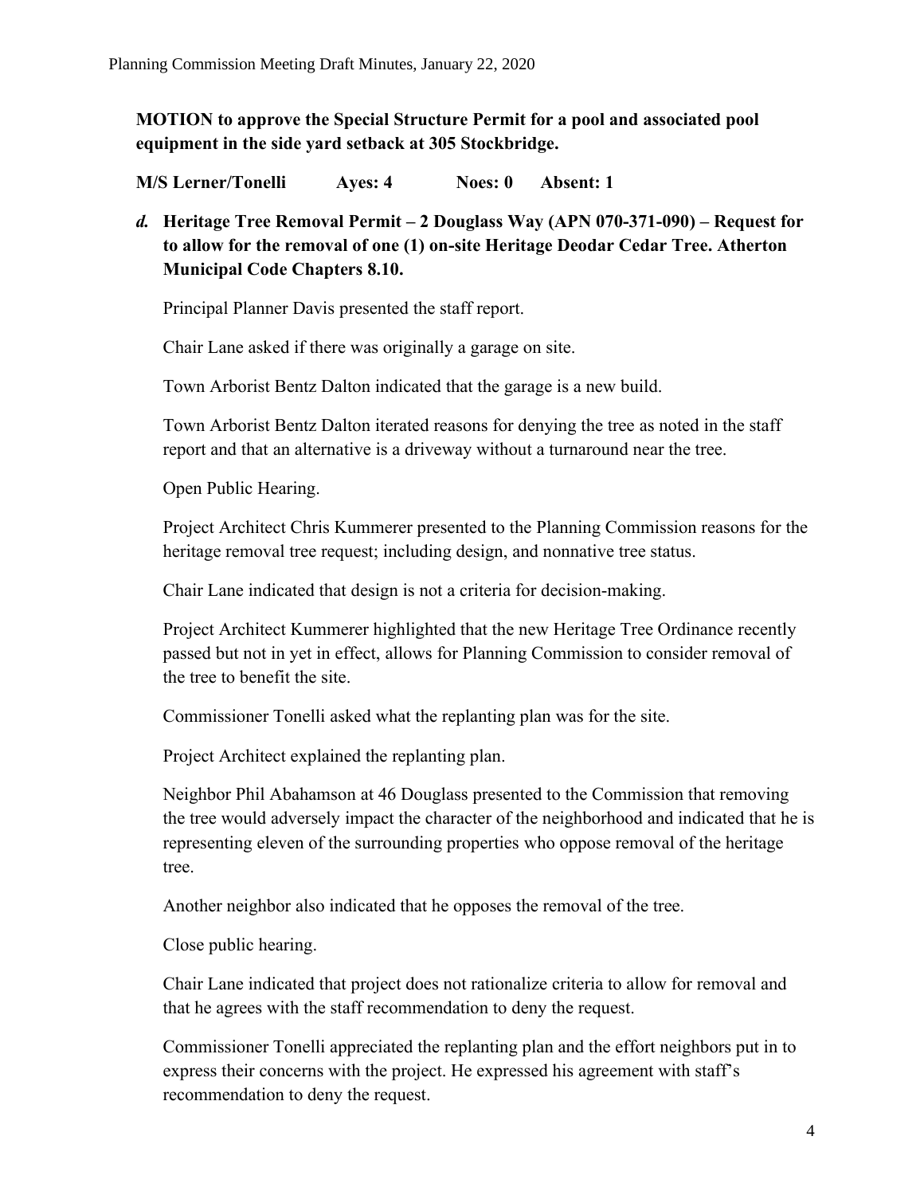**MOTION to approve the Special Structure Permit for a pool and associated pool equipment in the side yard setback at 305 Stockbridge.**

**M/S Lerner/Tonelli Ayes: 4 Noes: 0 Absent: 1**

***d.*** **Heritage Tree Removal Permit – 2 Douglass Way (APN 070-371-090) – Request for to allow for the removal of one (1) on-site Heritage Deodar Cedar Tree. Atherton Municipal Code Chapters 8.10.**

Principal Planner Davis presented the staff report.

Chair Lane asked if there was originally a garage on site.

Town Arborist Bentz Dalton indicated that the garage is a new build.

Town Arborist Bentz Dalton iterated reasons for denying the tree as noted in the staff report and that an alternative is a driveway without a turnaround near the tree.

Open Public Hearing.

Project Architect Chris Kummerer presented to the Planning Commission reasons for the heritage removal tree request; including design, and nonnative tree status.

Chair Lane indicated that design is not a criteria for decision-making.

Project Architect Kummerer highlighted that the new Heritage Tree Ordinance recently passed but not in yet in effect, allows for Planning Commission to consider removal of the tree to benefit the site.

Commissioner Tonelli asked what the replanting plan was for the site.

Project Architect explained the replanting plan.

Neighbor Phil Abahamson at 46 Douglass presented to the Commission that removing the tree would adversely impact the character of the neighborhood and indicated that he is representing eleven of the surrounding properties who oppose removal of the heritage tree.

Another neighbor also indicated that he opposes the removal of the tree.

Close public hearing.

Chair Lane indicated that project does not rationalize criteria to allow for removal and that he agrees with the staff recommendation to deny the request.

Commissioner Tonelli appreciated the replanting plan and the effort neighbors put in to express their concerns with the project. He expressed his agreement with staff's recommendation to deny the request.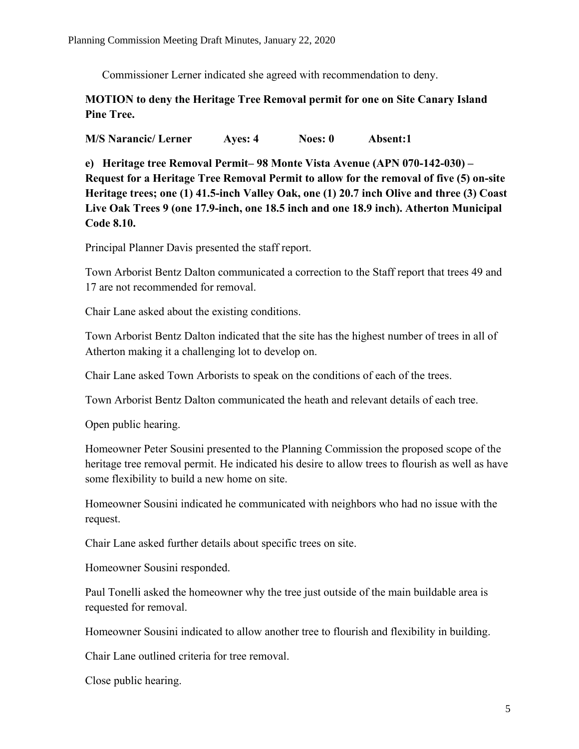Commissioner Lerner indicated she agreed with recommendation to deny.

**MOTION to deny the Heritage Tree Removal permit for one on Site Canary Island Pine Tree.**

**M/S Narancic/ Lerner Ayes: 4 Noes: 0 Absent:1**

**e) Heritage tree Removal Permit– 98 Monte Vista Avenue (APN 070-142-030) – Request for a Heritage Tree Removal Permit to allow for the removal of five (5) on-site Heritage trees; one (1) 41.5-inch Valley Oak, one (1) 20.7 inch Olive and three (3) Coast Live Oak Trees 9 (one 17.9-inch, one 18.5 inch and one 18.9 inch). Atherton Municipal Code 8.10.**

Principal Planner Davis presented the staff report.

Town Arborist Bentz Dalton communicated a correction to the Staff report that trees 49 and 17 are not recommended for removal.

Chair Lane asked about the existing conditions.

Town Arborist Bentz Dalton indicated that the site has the highest number of trees in all of Atherton making it a challenging lot to develop on.

Chair Lane asked Town Arborists to speak on the conditions of each of the trees.

Town Arborist Bentz Dalton communicated the heath and relevant details of each tree.

Open public hearing.

Homeowner Peter Sousini presented to the Planning Commission the proposed scope of the heritage tree removal permit. He indicated his desire to allow trees to flourish as well as have some flexibility to build a new home on site.

Homeowner Sousini indicated he communicated with neighbors who had no issue with the request.

Chair Lane asked further details about specific trees on site.

Homeowner Sousini responded.

Paul Tonelli asked the homeowner why the tree just outside of the main buildable area is requested for removal.

Homeowner Sousini indicated to allow another tree to flourish and flexibility in building.

Chair Lane outlined criteria for tree removal.

Close public hearing.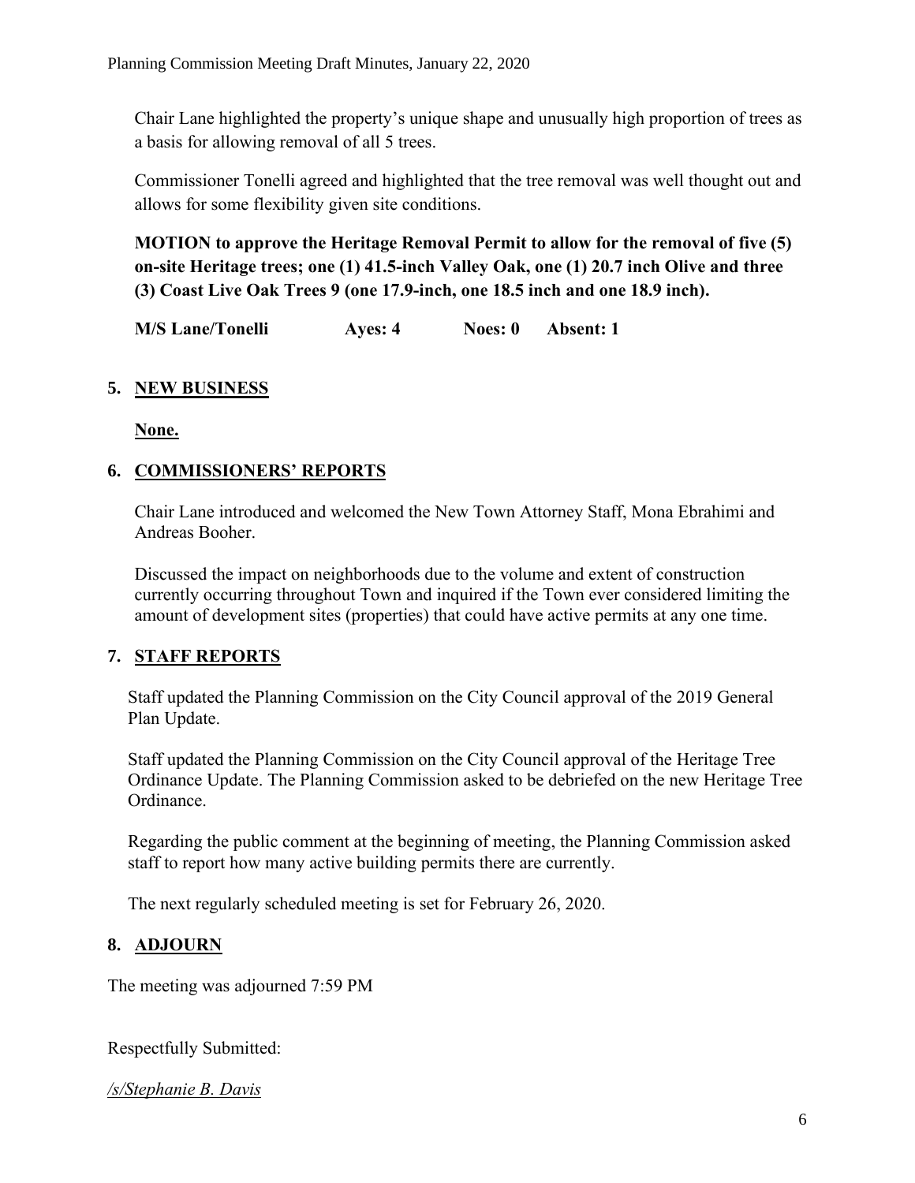Chair Lane highlighted the property's unique shape and unusually high proportion of trees as a basis for allowing removal of all 5 trees.

Commissioner Tonelli agreed and highlighted that the tree removal was well thought out and allows for some flexibility given site conditions.

**MOTION to approve the Heritage Removal Permit to allow for the removal of five (5) on-site Heritage trees; one (1) 41.5-inch Valley Oak, one (1) 20.7 inch Olive and three (3) Coast Live Oak Trees 9 (one 17.9-inch, one 18.5 inch and one 18.9 inch).**

**M/S Lane/Tonelli Ayes: 4 Noes: 0 Absent: 1**

## 5. NEW BUSINESS

**None.**

## 6. COMMISSIONERS' REPORTS

Chair Lane introduced and welcomed the New Town Attorney Staff, Mona Ebrahimi and Andreas Booher.

Discussed the impact on neighborhoods due to the volume and extent of construction currently occurring throughout Town and inquired if the Town ever considered limiting the amount of development sites (properties) that could have active permits at any one time.

## 7. STAFF REPORTS

Staff updated the Planning Commission on the City Council approval of the 2019 General Plan Update.

Staff updated the Planning Commission on the City Council approval of the Heritage Tree Ordinance Update. The Planning Commission asked to be debriefed on the new Heritage Tree Ordinance.

Regarding the public comment at the beginning of meeting, the Planning Commission asked staff to report how many active building permits there are currently.

The next regularly scheduled meeting is set for February 26, 2020.

## 8. ADJOURN

The meeting was adjourned 7:59 PM

Respectfully Submitted:

*/s/Stephanie B. Davis*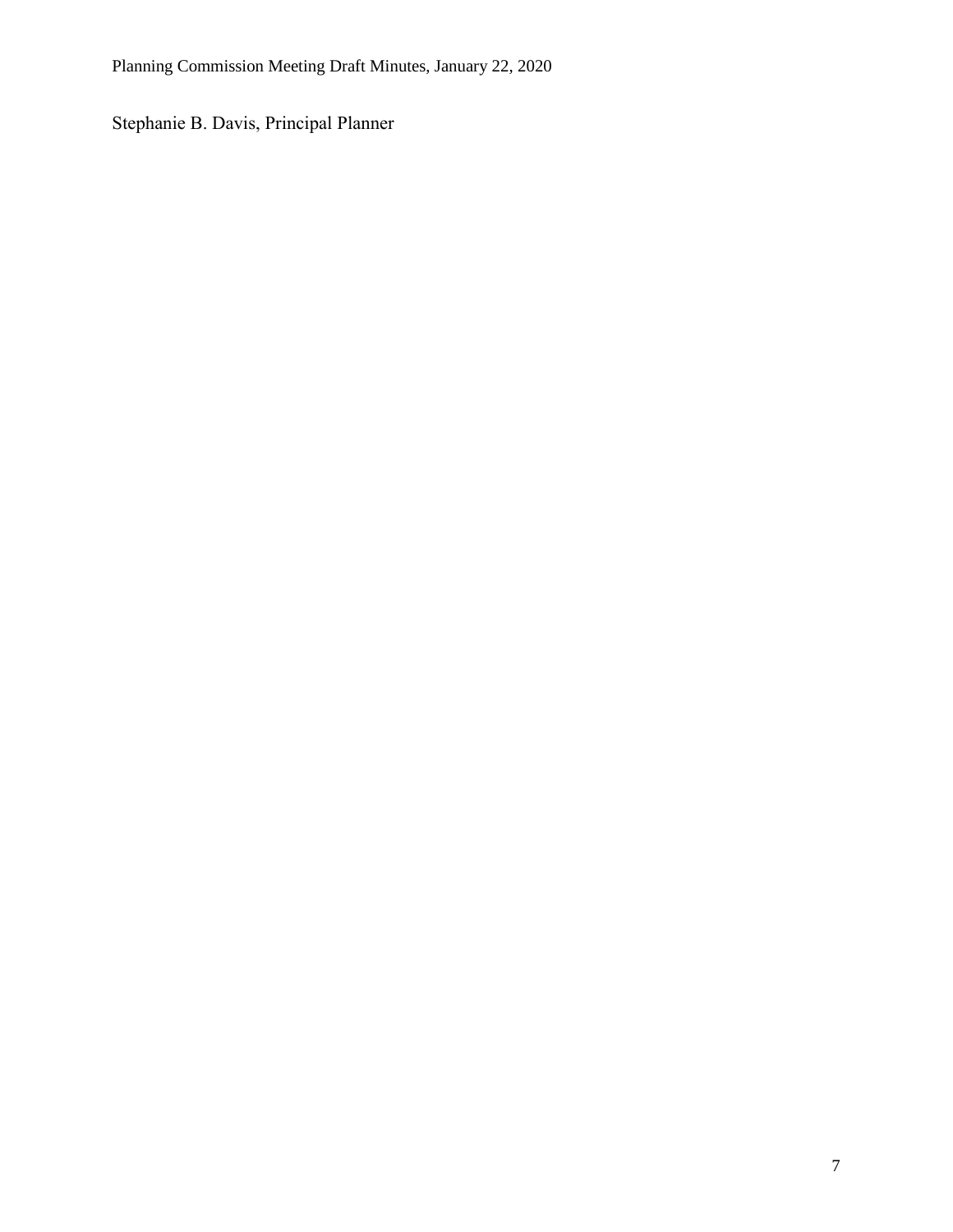Stephanie B. Davis, Principal Planner